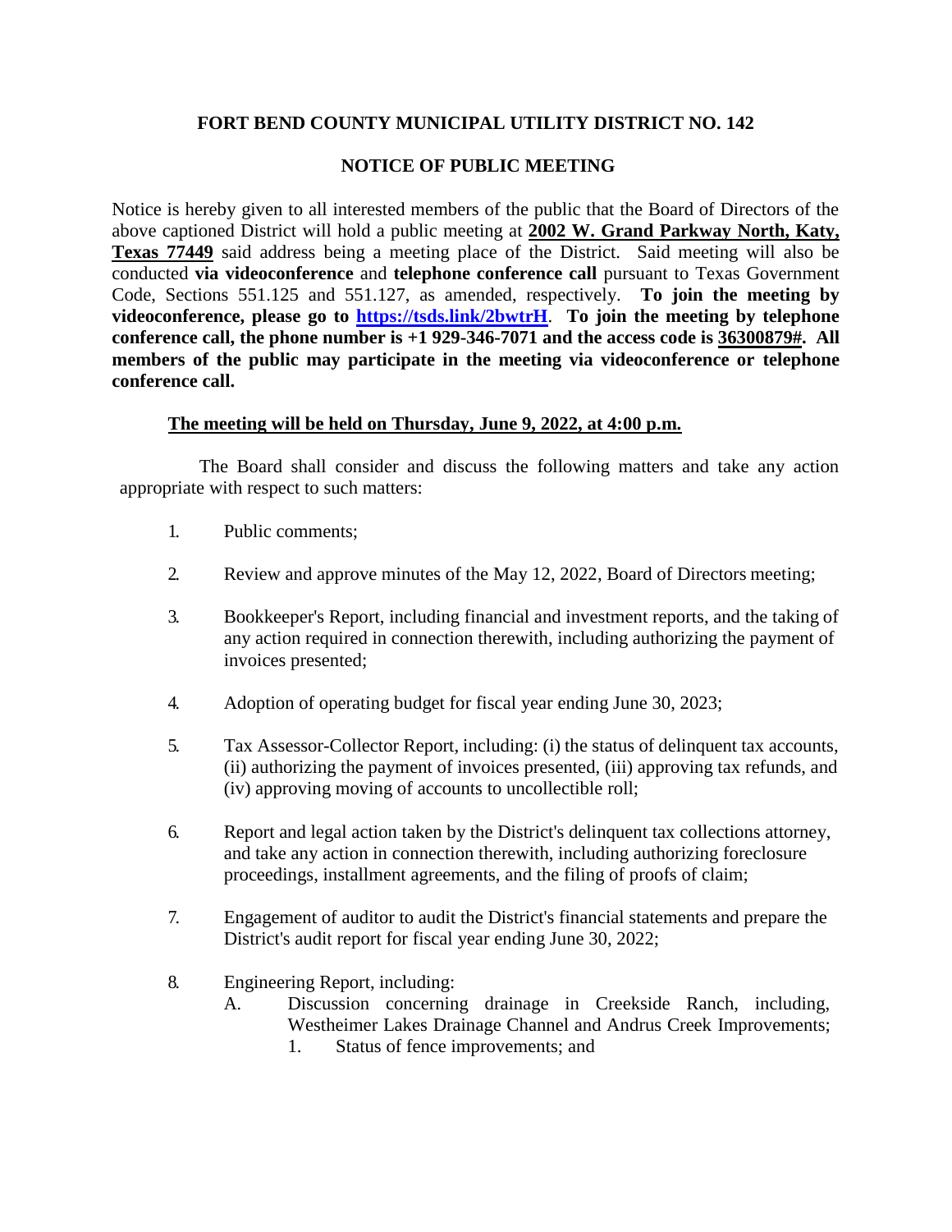## FORT BEND COUNTY MUNICIPAL UTILITY DISTRICT NO. 142

## NOTICE OF PUBLIC MEETING

Notice is hereby given to all interested members of the public that the Board of Directors of the above captioned District will hold a public meeting at **2002 W. Grand Parkway North, Katy, Texas 77449** said address being a meeting place of the District. Said meeting will also be conducted **via videoconference** and **telephone conference call** pursuant to Texas Government Code, Sections 551.125 and 551.127, as amended, respectively. **To join the meeting by videoconference, please go to https://tsds.link/2bwtrH. To join the meeting by telephone conference call, the phone number is +1 929-346-7071 and the access code is 36300879#. All members of the public may participate in the meeting via videoconference or telephone conference call.**

**The meeting will be held on Thursday, June 9, 2022, at 4:00 p.m.**

The Board shall consider and discuss the following matters and take any action appropriate with respect to such matters:

1. Public comments;

2. Review and approve minutes of the May 12, 2022, Board of Directors meeting;

3. Bookkeeper's Report, including financial and investment reports, and the taking of any action required in connection therewith, including authorizing the payment of invoices presented;

4. Adoption of operating budget for fiscal year ending June 30, 2023;

5. Tax Assessor-Collector Report, including: (i) the status of delinquent tax accounts, (ii) authorizing the payment of invoices presented, (iii) approving tax refunds, and (iv) approving moving of accounts to uncollectible roll;

6. Report and legal action taken by the District's delinquent tax collections attorney, and take any action in connection therewith, including authorizing foreclosure proceedings, installment agreements, and the filing of proofs of claim;

7. Engagement of auditor to audit the District's financial statements and prepare the District's audit report for fiscal year ending June 30, 2022;

8. Engineering Report, including:
   - A. Discussion concerning drainage in Creekside Ranch, including, Westheimer Lakes Drainage Channel and Andrus Creek Improvements;
     1. Status of fence improvements; and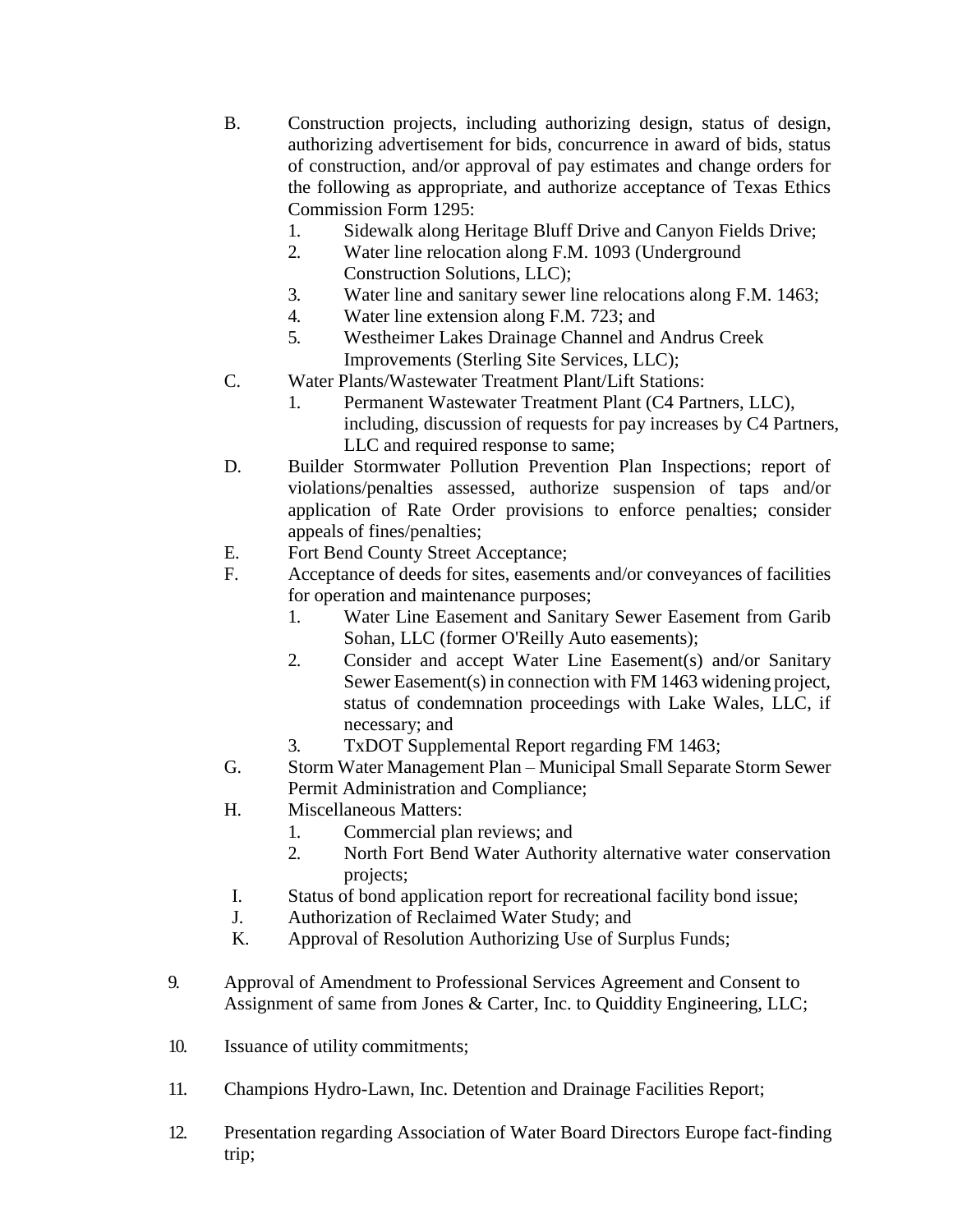B. Construction projects, including authorizing design, status of design, authorizing advertisement for bids, concurrence in award of bids, status of construction, and/or approval of pay estimates and change orders for the following as appropriate, and authorize acceptance of Texas Ethics Commission Form 1295:
   1. Sidewalk along Heritage Bluff Drive and Canyon Fields Drive;
   2. Water line relocation along F.M. 1093 (Underground Construction Solutions, LLC);
   3. Water line and sanitary sewer line relocations along F.M. 1463;
   4. Water line extension along F.M. 723; and
   5. Westheimer Lakes Drainage Channel and Andrus Creek Improvements (Sterling Site Services, LLC);

C. Water Plants/Wastewater Treatment Plant/Lift Stations:
   1. Permanent Wastewater Treatment Plant (C4 Partners, LLC), including, discussion of requests for pay increases by C4 Partners, LLC and required response to same;

D. Builder Stormwater Pollution Prevention Plan Inspections; report of violations/penalties assessed, authorize suspension of taps and/or application of Rate Order provisions to enforce penalties; consider appeals of fines/penalties;

E. Fort Bend County Street Acceptance;

F. Acceptance of deeds for sites, easements and/or conveyances of facilities for operation and maintenance purposes;
   1. Water Line Easement and Sanitary Sewer Easement from Garib Sohan, LLC (former O'Reilly Auto easements);
   2. Consider and accept Water Line Easement(s) and/or Sanitary Sewer Easement(s) in connection with FM 1463 widening project, status of condemnation proceedings with Lake Wales, LLC, if necessary; and
   3. TxDOT Supplemental Report regarding FM 1463;

G. Storm Water Management Plan – Municipal Small Separate Storm Sewer Permit Administration and Compliance;

H. Miscellaneous Matters:
   1. Commercial plan reviews; and
   2. North Fort Bend Water Authority alternative water conservation projects;

I. Status of bond application report for recreational facility bond issue;

J. Authorization of Reclaimed Water Study; and

K. Approval of Resolution Authorizing Use of Surplus Funds;

9. Approval of Amendment to Professional Services Agreement and Consent to Assignment of same from Jones & Carter, Inc. to Quiddity Engineering, LLC;

10. Issuance of utility commitments;

11. Champions Hydro-Lawn, Inc. Detention and Drainage Facilities Report;

12. Presentation regarding Association of Water Board Directors Europe fact-finding trip;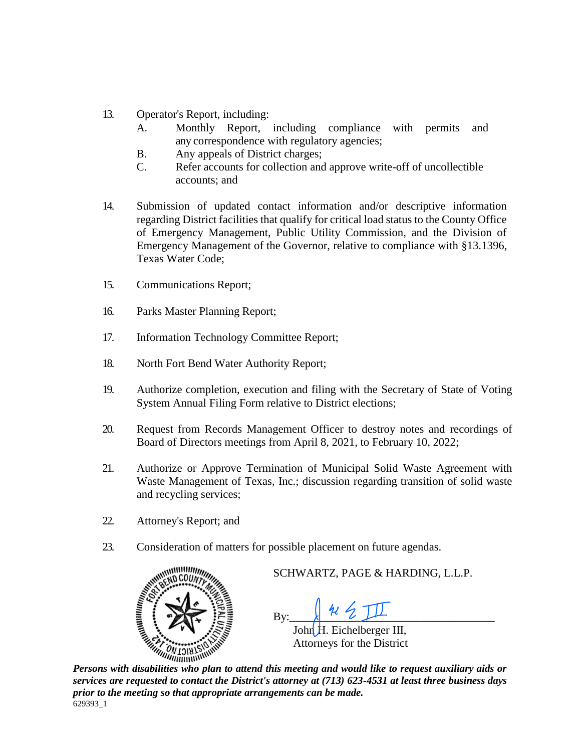13. Operator's Report, including:
    A. Monthly Report, including compliance with permits and any correspondence with regulatory agencies;
    B. Any appeals of District charges;
    C. Refer accounts for collection and approve write-off of uncollectible accounts; and

14. Submission of updated contact information and/or descriptive information regarding District facilities that qualify for critical load status to the County Office of Emergency Management, Public Utility Commission, and the Division of Emergency Management of the Governor, relative to compliance with §13.1396, Texas Water Code;

15. Communications Report;

16. Parks Master Planning Report;

17. Information Technology Committee Report;

18. North Fort Bend Water Authority Report;

19. Authorize completion, execution and filing with the Secretary of State of Voting System Annual Filing Form relative to District elections;

20. Request from Records Management Officer to destroy notes and recordings of Board of Directors meetings from April 8, 2021, to February 10, 2022;

21. Authorize or Approve Termination of Municipal Solid Waste Agreement with Waste Management of Texas, Inc.; discussion regarding transition of solid waste and recycling services;

22. Attorney's Report; and

23. Consideration of matters for possible placement on future agendas.

SCHWARTZ, PAGE & HARDING, L.L.P.

By:____________________________________
John H. Eichelberger III,
Attorneys for the District

***Persons with disabilities who plan to attend this meeting and would like to request auxiliary aids or services are requested to contact the District's attorney at (713) 623-4531 at least three business days prior to the meeting so that appropriate arrangements can be made.***

629393_1